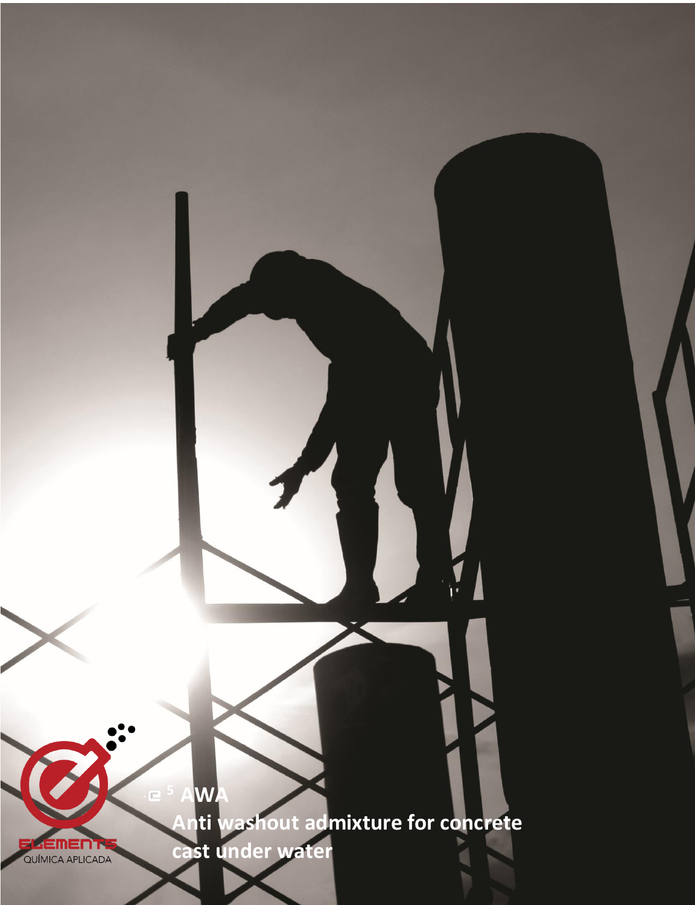ELEMENTS
QUÍMICA APLICADA

# e[5] AWA

**Anti washout admixture for concrete cast under water**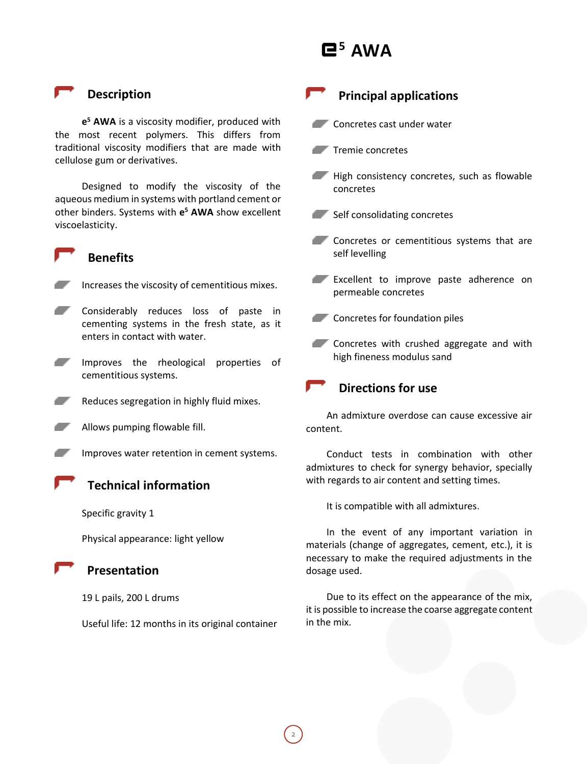# $e^5$ AWA

## Description

**$e^5$ AWA** is a viscosity modifier, produced with the most recent polymers. This differs from traditional viscosity modifiers that are made with cellulose gum or derivatives.

Designed to modify the viscosity of the aqueous medium in systems with portland cement or other binders. Systems with **$e^5$ AWA** show excellent viscoelasticity.

## Benefits

- Increases the viscosity of cementitious mixes.
- Considerably reduces loss of paste in cementing systems in the fresh state, as it enters in contact with water.
- Improves the rheological properties of cementitious systems.
- Reduces segregation in highly fluid mixes.
- Allows pumping flowable fill.
- Improves water retention in cement systems.

## Technical information

Specific gravity 1

Physical appearance: light yellow

## Presentation

19 L pails, 200 L drums

Useful life: 12 months in its original container

## Principal applications

- Concretes cast under water
- Tremie concretes
- High consistency concretes, such as flowable concretes
- Self consolidating concretes
- Concretes or cementitious systems that are self levelling
- Excellent to improve paste adherence on permeable concretes
- Concretes for foundation piles
- Concretes with crushed aggregate and with high fineness modulus sand

## Directions for use

An admixture overdose can cause excessive air content.

Conduct tests in combination with other admixtures to check for synergy behavior, specially with regards to air content and setting times.

It is compatible with all admixtures.

In the event of any important variation in materials (change of aggregates, cement, etc.), it is necessary to make the required adjustments in the dosage used.

Due to its effect on the appearance of the mix, it is possible to increase the coarse aggregate content in the mix.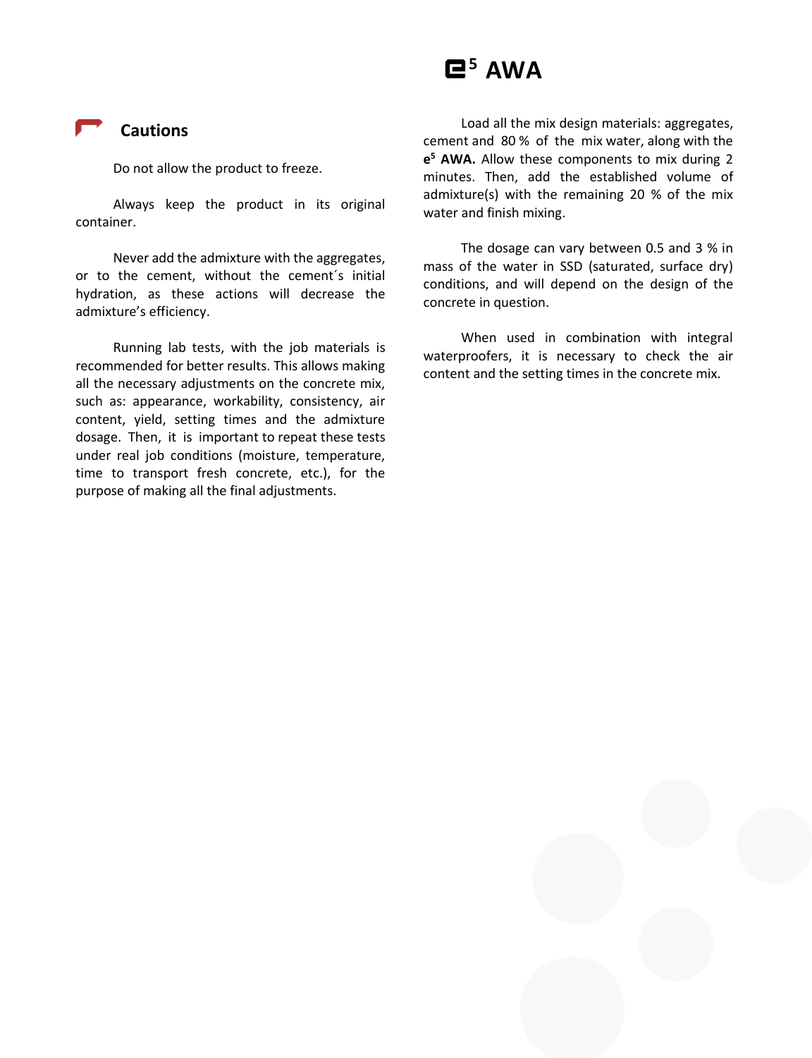Load all the mix design materials: aggregates, cement and 80 % of the mix water, along with the **e⁵ AWA.** Allow these components to mix during 2 minutes. Then, add the established volume of admixture(s) with the remaining 20 % of the mix water and finish mixing.

The dosage can vary between 0.5 and 3 % in mass of the water in SSD (saturated, surface dry) conditions, and will depend on the design of the concrete in question.

When used in combination with integral waterproofers, it is necessary to check the air content and the setting times in the concrete mix.

## Cautions

Do not allow the product to freeze.

Always keep the product in its original container.

Never add the admixture with the aggregates, or to the cement, without the cement´s initial hydration, as these actions will decrease the admixture's efficiency.

Running lab tests, with the job materials is recommended for better results. This allows making all the necessary adjustments on the concrete mix, such as: appearance, workability, consistency, air content, yield, setting times and the admixture dosage. Then, it is important to repeat these tests under real job conditions (moisture, temperature, time to transport fresh concrete, etc.), for the purpose of making all the final adjustments.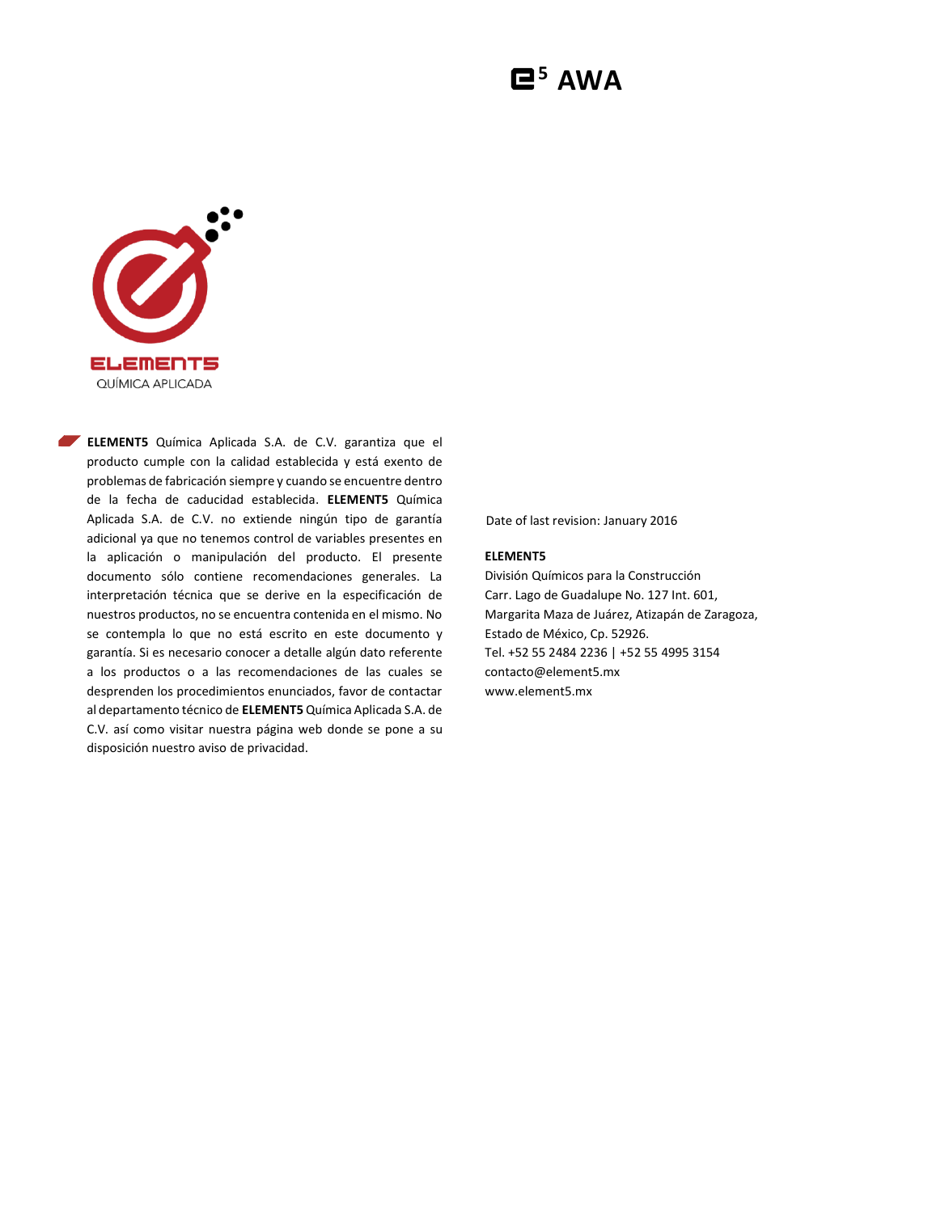# E⁵ AWA

ELEMENT5
QUÍMICA APLICADA

**ELEMENT5** Química Aplicada S.A. de C.V. garantiza que el producto cumple con la calidad establecida y está exento de problemas de fabricación siempre y cuando se encuentre dentro de la fecha de caducidad establecida. **ELEMENT5** Química Aplicada S.A. de C.V. no extiende ningún tipo de garantía adicional ya que no tenemos control de variables presentes en la aplicación o manipulación del producto. El presente documento sólo contiene recomendaciones generales. La interpretación técnica que se derive en la especificación de nuestros productos, no se encuentra contenida en el mismo. No se contempla lo que no está escrito en este documento y garantía. Si es necesario conocer a detalle algún dato referente a los productos o a las recomendaciones de las cuales se desprenden los procedimientos enunciados, favor de contactar al departamento técnico de **ELEMENT5** Química Aplicada S.A. de C.V. así como visitar nuestra página web donde se pone a su disposición nuestro aviso de privacidad.

Date of last revision: January 2016

**ELEMENT5**
División Químicos para la Construcción
Carr. Lago de Guadalupe No. 127 Int. 601,
Margarita Maza de Juárez, Atizapán de Zaragoza,
Estado de México, Cp. 52926.
Tel. +52 55 2484 2236 | +52 55 4995 3154
contacto@element5.mx
www.element5.mx